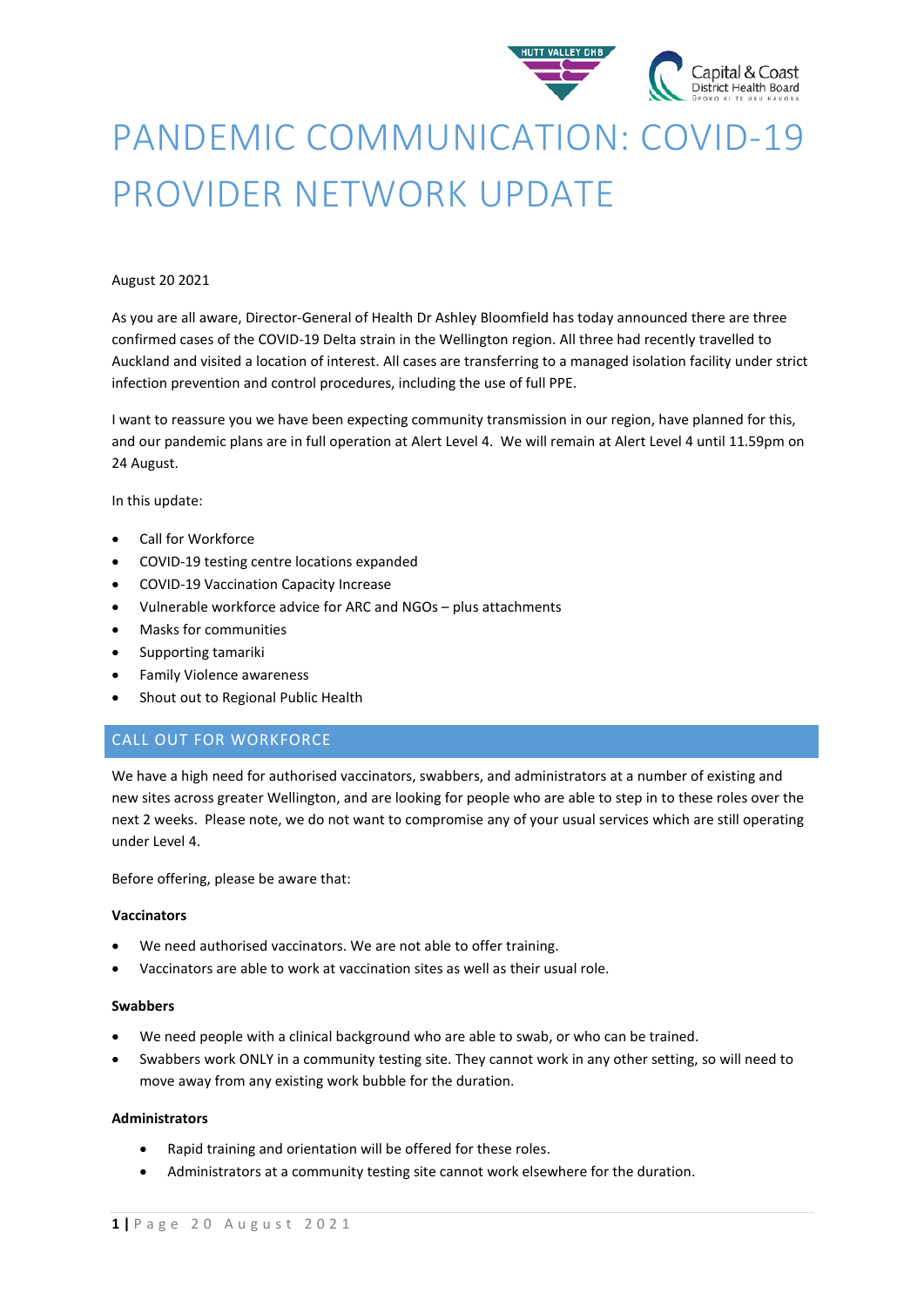# PANDEMIC COMMUNICATION: COVID-19 PROVIDER NETWORK UPDATE

August 20 2021

As you are all aware, Director-General of Health Dr Ashley Bloomfield has today announced there are three confirmed cases of the COVID-19 Delta strain in the Wellington region. All three had recently travelled to Auckland and visited a location of interest. All cases are transferring to a managed isolation facility under strict infection prevention and control procedures, including the use of full PPE.

I want to reassure you we have been expecting community transmission in our region, have planned for this, and our pandemic plans are in full operation at Alert Level 4. We will remain at Alert Level 4 until 11.59pm on 24 August.

In this update:

- Call for Workforce
- COVID-19 testing centre locations expanded
- COVID-19 Vaccination Capacity Increase
- Vulnerable workforce advice for ARC and NGOs – plus attachments
- Masks for communities
- Supporting tamariki
- Family Violence awareness
- Shout out to Regional Public Health

## CALL OUT FOR WORKFORCE

We have a high need for authorised vaccinators, swabbers, and administrators at a number of existing and new sites across greater Wellington, and are looking for people who are able to step in to these roles over the next 2 weeks. Please note, we do not want to compromise any of your usual services which are still operating under Level 4.

Before offering, please be aware that:

**Vaccinators**

- We need authorised vaccinators. We are not able to offer training.
- Vaccinators are able to work at vaccination sites as well as their usual role.

**Swabbers**

- We need people with a clinical background who are able to swab, or who can be trained.
- Swabbers work ONLY in a community testing site. They cannot work in any other setting, so will need to move away from any existing work bubble for the duration.

**Administrators**

- Rapid training and orientation will be offered for these roles.
- Administrators at a community testing site cannot work elsewhere for the duration.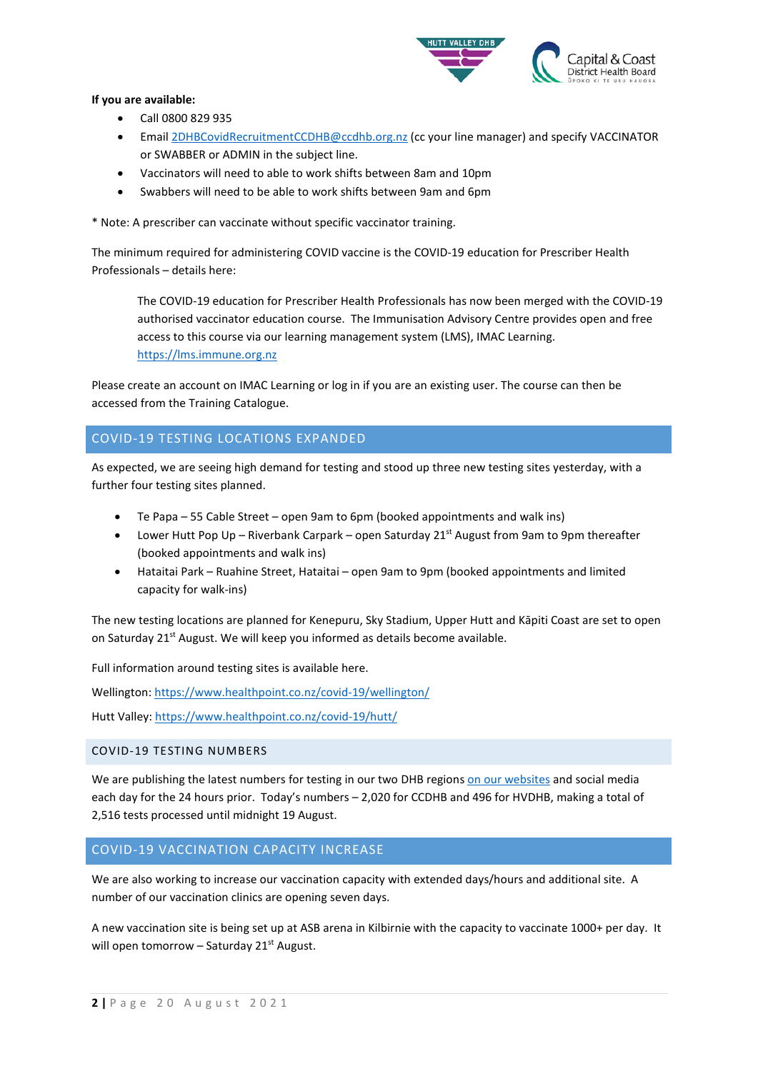**If you are available:**

- Call 0800 829 935
- Email 2DHBCovidRecruitmentCCDHB@ccdhb.org.nz (cc your line manager) and specify VACCINATOR or SWABBER or ADMIN in the subject line.
- Vaccinators will need to able to work shifts between 8am and 10pm
- Swabbers will need to be able to work shifts between 9am and 6pm

* Note: A prescriber can vaccinate without specific vaccinator training.

The minimum required for administering COVID vaccine is the COVID-19 education for Prescriber Health Professionals – details here:

> The COVID-19 education for Prescriber Health Professionals has now been merged with the COVID-19 authorised vaccinator education course. The Immunisation Advisory Centre provides open and free access to this course via our learning management system (LMS), IMAC Learning. https://lms.immune.org.nz

Please create an account on IMAC Learning or log in if you are an existing user. The course can then be accessed from the Training Catalogue.

## COVID-19 TESTING LOCATIONS EXPANDED

As expected, we are seeing high demand for testing and stood up three new testing sites yesterday, with a further four testing sites planned.

- Te Papa – 55 Cable Street – open 9am to 6pm (booked appointments and walk ins)
- Lower Hutt Pop Up – Riverbank Carpark – open Saturday 21st August from 9am to 9pm thereafter (booked appointments and walk ins)
- Hataitai Park – Ruahine Street, Hataitai – open 9am to 9pm (booked appointments and limited capacity for walk-ins)

The new testing locations are planned for Kenepuru, Sky Stadium, Upper Hutt and Kāpiti Coast are set to open on Saturday 21st August. We will keep you informed as details become available.

Full information around testing sites is available here.

Wellington: https://www.healthpoint.co.nz/covid-19/wellington/

Hutt Valley: https://www.healthpoint.co.nz/covid-19/hutt/

### COVID-19 TESTING NUMBERS

We are publishing the latest numbers for testing in our two DHB regions on our websites and social media each day for the 24 hours prior. Today's numbers – 2,020 for CCDHB and 496 for HVDHB, making a total of 2,516 tests processed until midnight 19 August.

## COVID-19 VACCINATION CAPACITY INCREASE

We are also working to increase our vaccination capacity with extended days/hours and additional site. A number of our vaccination clinics are opening seven days.

A new vaccination site is being set up at ASB arena in Kilbirnie with the capacity to vaccinate 1000+ per day. It will open tomorrow – Saturday 21st August.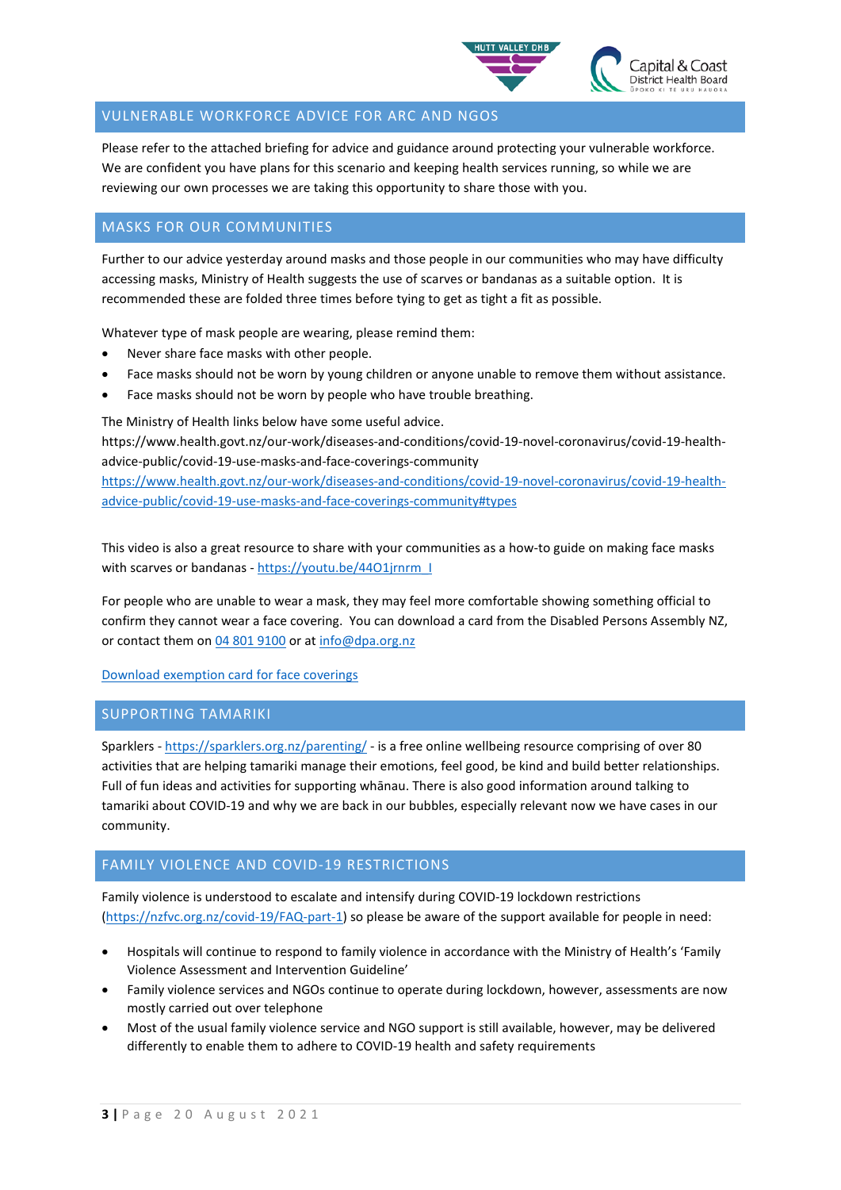## VULNERABLE WORKFORCE ADVICE FOR ARC AND NGOS

Please refer to the attached briefing for advice and guidance around protecting your vulnerable workforce. We are confident you have plans for this scenario and keeping health services running, so while we are reviewing our own processes we are taking this opportunity to share those with you.

## MASKS FOR OUR COMMUNITIES

Further to our advice yesterday around masks and those people in our communities who may have difficulty accessing masks, Ministry of Health suggests the use of scarves or bandanas as a suitable option. It is recommended these are folded three times before tying to get as tight a fit as possible.

Whatever type of mask people are wearing, please remind them:

- Never share face masks with other people.
- Face masks should not be worn by young children or anyone unable to remove them without assistance.
- Face masks should not be worn by people who have trouble breathing.

The Ministry of Health links below have some useful advice.
https://www.health.govt.nz/our-work/diseases-and-conditions/covid-19-novel-coronavirus/covid-19-health-advice-public/covid-19-use-masks-and-face-coverings-community
https://www.health.govt.nz/our-work/diseases-and-conditions/covid-19-novel-coronavirus/covid-19-health-advice-public/covid-19-use-masks-and-face-coverings-community#types

This video is also a great resource to share with your communities as a how-to guide on making face masks with scarves or bandanas - https://youtu.be/44O1jrnrm_I

For people who are unable to wear a mask, they may feel more comfortable showing something official to confirm they cannot wear a face covering. You can download a card from the Disabled Persons Assembly NZ, or contact them on 04 801 9100 or at info@dpa.org.nz

Download exemption card for face coverings

## SUPPORTING TAMARIKI

Sparklers - https://sparklers.org.nz/parenting/ - is a free online wellbeing resource comprising of over 80 activities that are helping tamariki manage their emotions, feel good, be kind and build better relationships. Full of fun ideas and activities for supporting whānau. There is also good information around talking to tamariki about COVID-19 and why we are back in our bubbles, especially relevant now we have cases in our community.

## FAMILY VIOLENCE AND COVID-19 RESTRICTIONS

Family violence is understood to escalate and intensify during COVID-19 lockdown restrictions (https://nzfvc.org.nz/covid-19/FAQ-part-1) so please be aware of the support available for people in need:

- Hospitals will continue to respond to family violence in accordance with the Ministry of Health's 'Family Violence Assessment and Intervention Guideline'
- Family violence services and NGOs continue to operate during lockdown, however, assessments are now mostly carried out over telephone
- Most of the usual family violence service and NGO support is still available, however, may be delivered differently to enable them to adhere to COVID-19 health and safety requirements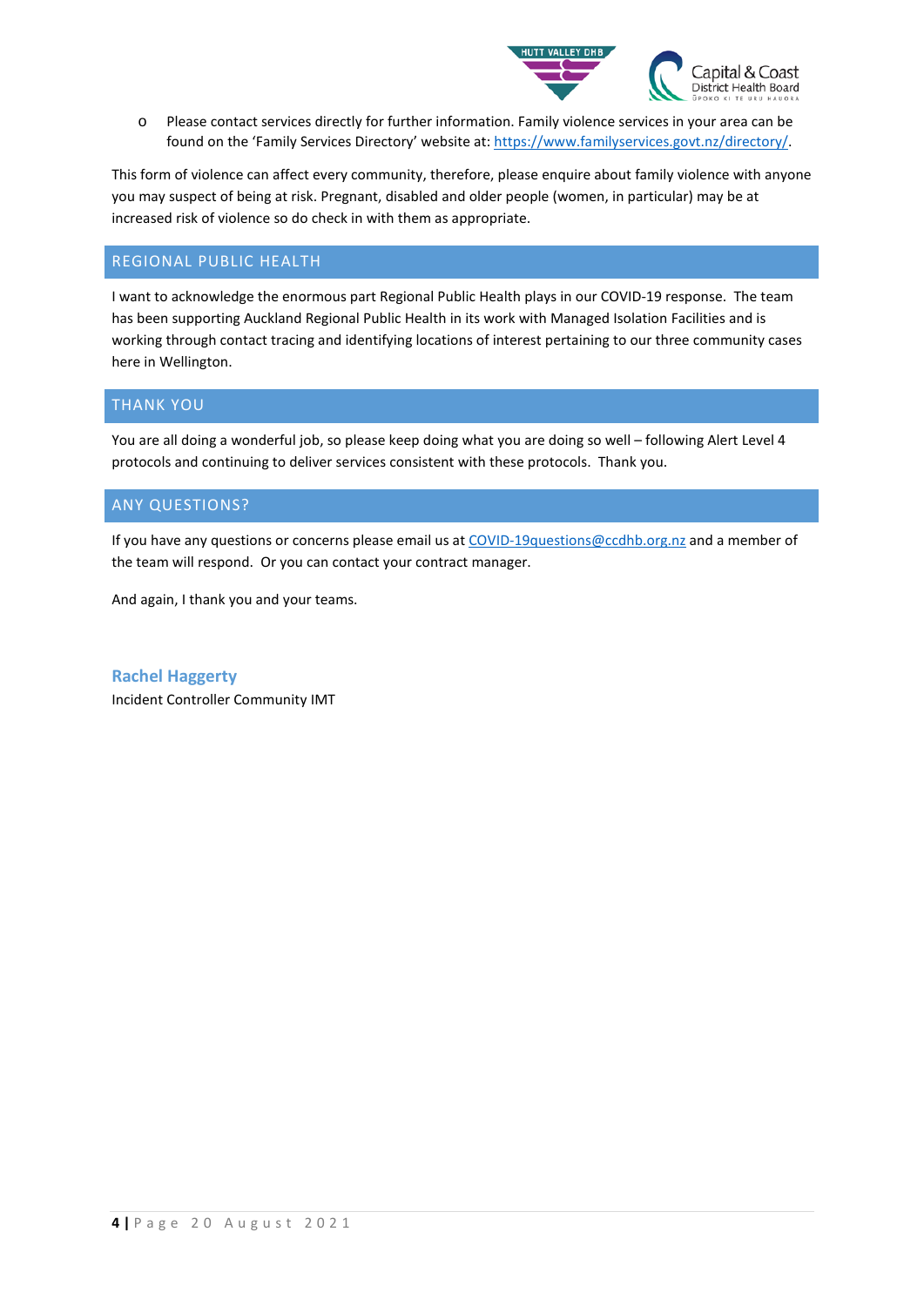- Please contact services directly for further information. Family violence services in your area can be found on the 'Family Services Directory' website at: https://www.familyservices.govt.nz/directory/.

This form of violence can affect every community, therefore, please enquire about family violence with anyone you may suspect of being at risk. Pregnant, disabled and older people (women, in particular) may be at increased risk of violence so do check in with them as appropriate.

## REGIONAL PUBLIC HEALTH

I want to acknowledge the enormous part Regional Public Health plays in our COVID-19 response. The team has been supporting Auckland Regional Public Health in its work with Managed Isolation Facilities and is working through contact tracing and identifying locations of interest pertaining to our three community cases here in Wellington.

## THANK YOU

You are all doing a wonderful job, so please keep doing what you are doing so well – following Alert Level 4 protocols and continuing to deliver services consistent with these protocols. Thank you.

## ANY QUESTIONS?

If you have any questions or concerns please email us at COVID-19questions@ccdhb.org.nz and a member of the team will respond. Or you can contact your contract manager.

And again, I thank you and your teams.

**Rachel Haggerty**
Incident Controller Community IMT